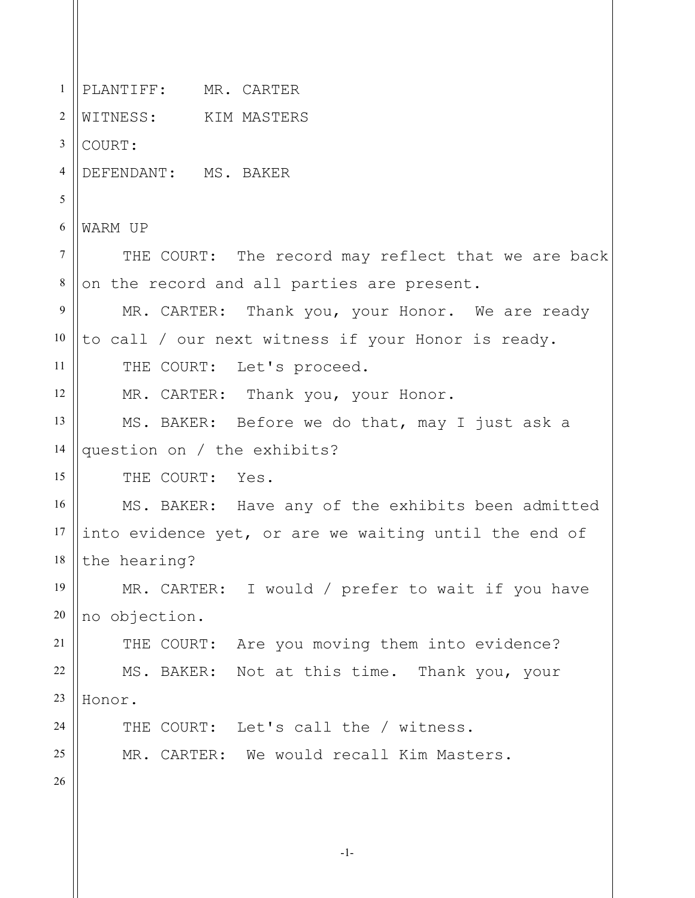PLANTIFF: MR. CARTER

WITNESS: KIM MASTERS

COURT:

DEFENDANT: MS. BAKER

WARM UP

THE COURT: The record may reflect that we are back on the record and all parties are present.

MR. CARTER: Thank you, your Honor. We are ready to call / our next witness if your Honor is ready.

THE COURT: Let's proceed.

MR. CARTER: Thank you, your Honor.

MS. BAKER: Before we do that, may I just ask a question on / the exhibits?

THE COURT: Yes.

MS. BAKER: Have any of the exhibits been admitted into evidence yet, or are we waiting until the end of the hearing?

MR. CARTER: I would / prefer to wait if you have no objection.

THE COURT: Are you moving them into evidence?

MS. BAKER: Not at this time. Thank you, your Honor.

THE COURT: Let's call the / witness.

MR. CARTER: We would recall Kim Masters.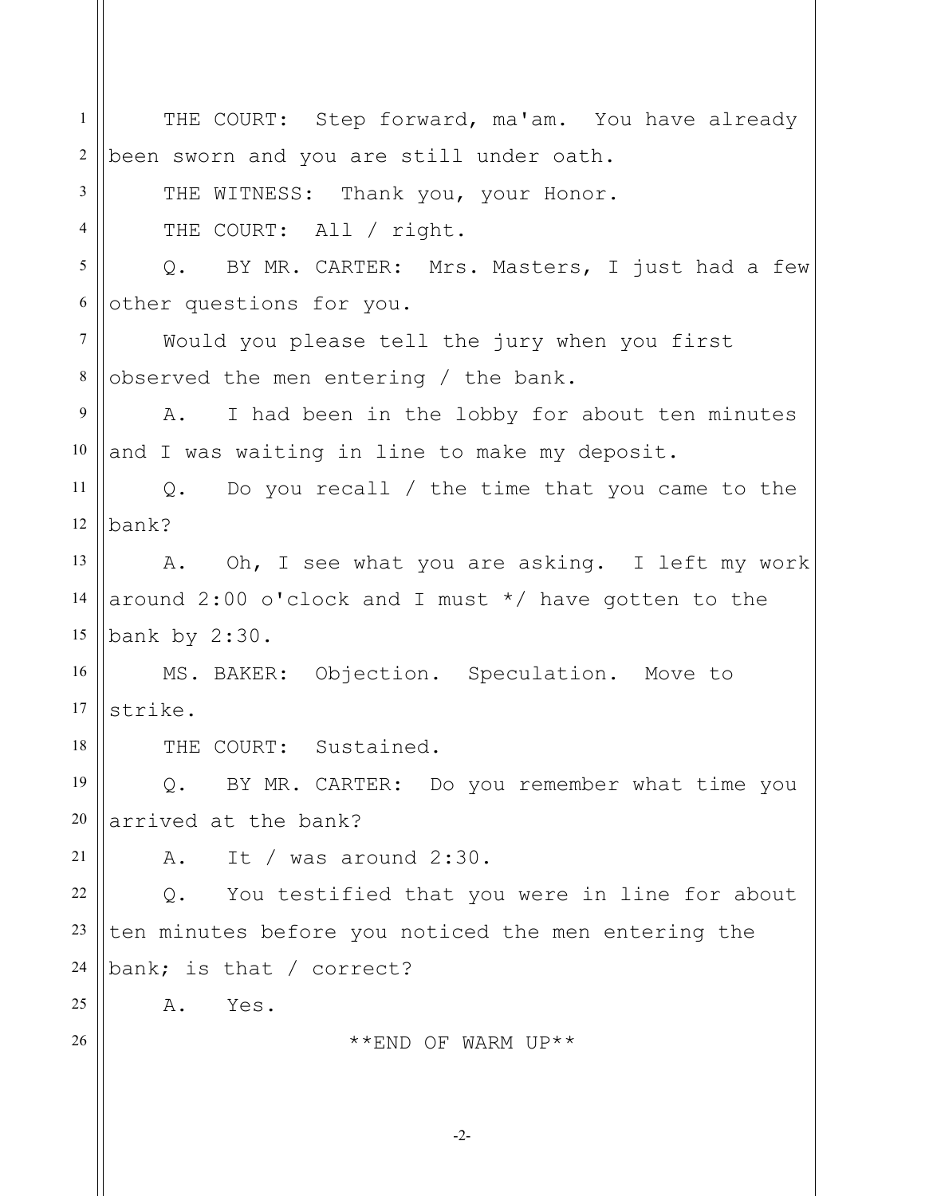THE COURT: Step forward, ma'am. You have already been sworn and you are still under oath.

THE WITNESS: Thank you, your Honor.

THE COURT: All / right.

Q. BY MR. CARTER: Mrs. Masters, I just had a few other questions for you.

Would you please tell the jury when you first observed the men entering / the bank.

A. I had been in the lobby for about ten minutes and I was waiting in line to make my deposit.

Q. Do you recall / the time that you came to the bank?

A. Oh, I see what you are asking. I left my work around 2:00 o'clock and I must */ have gotten to the bank by 2:30.

MS. BAKER: Objection. Speculation. Move to strike.

THE COURT: Sustained.

Q. BY MR. CARTER: Do you remember what time you arrived at the bank?

A. It / was around 2:30.

Q. You testified that you were in line for about ten minutes before you noticed the men entering the bank; is that / correct?

A. Yes.

**END OF WARM UP**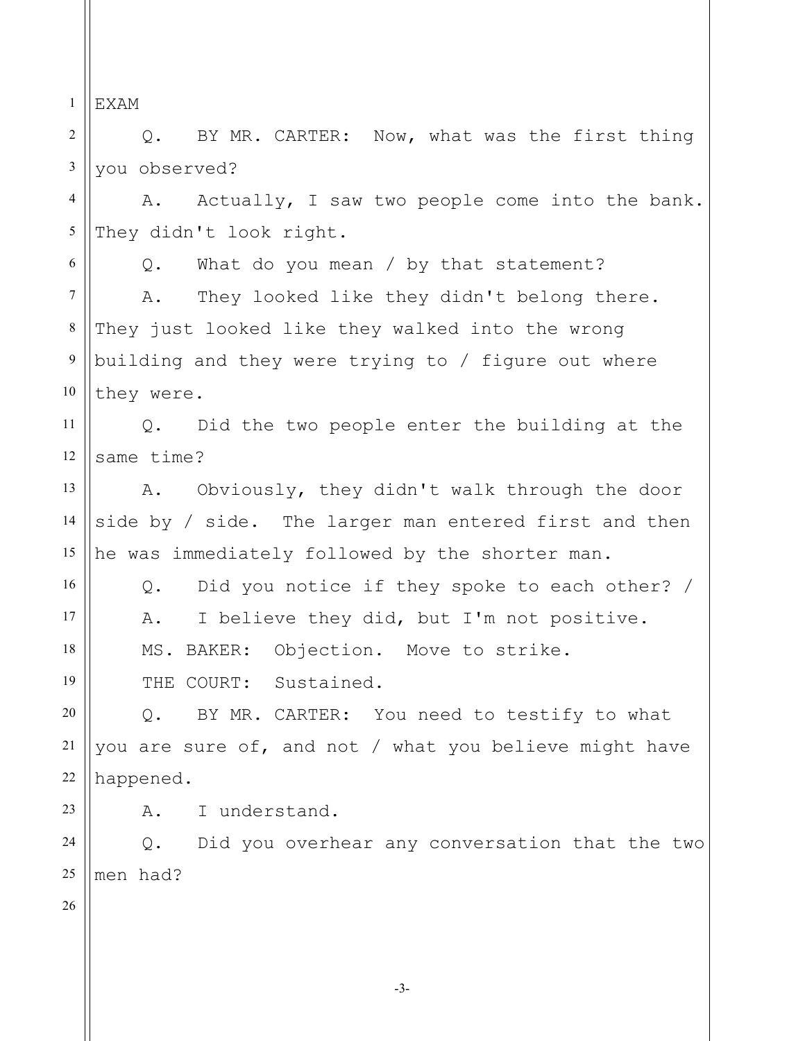EXAM

Q. BY MR. CARTER: Now, what was the first thing you observed?

A. Actually, I saw two people come into the bank. They didn't look right.

Q. What do you mean / by that statement?

A. They looked like they didn't belong there. They just looked like they walked into the wrong building and they were trying to / figure out where they were.

Q. Did the two people enter the building at the same time?

A. Obviously, they didn't walk through the door side by / side. The larger man entered first and then he was immediately followed by the shorter man.

Q. Did you notice if they spoke to each other? /

A. I believe they did, but I'm not positive.

MS. BAKER: Objection. Move to strike.

THE COURT: Sustained.

Q. BY MR. CARTER: You need to testify to what you are sure of, and not / what you believe might have happened.

A. I understand.

Q. Did you overhear any conversation that the two men had?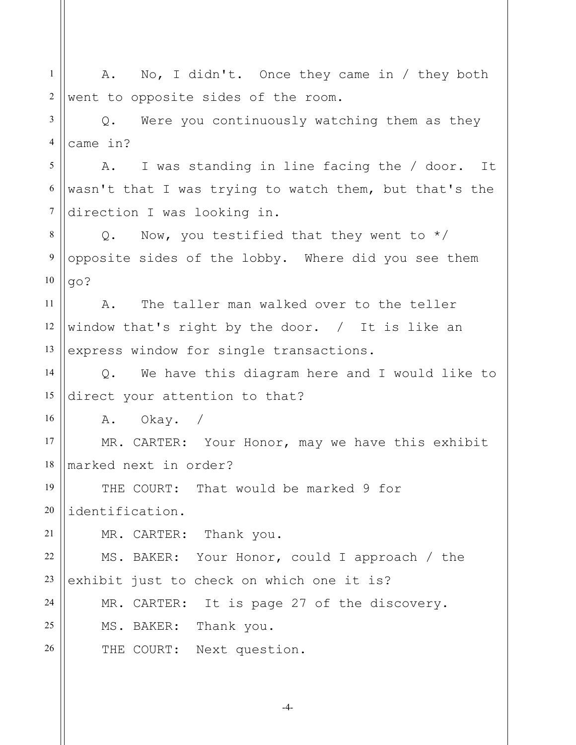A. No, I didn't. Once they came in / they both went to opposite sides of the room.

Q. Were you continuously watching them as they came in?

A. I was standing in line facing the / door. It wasn't that I was trying to watch them, but that's the direction I was looking in.

Q. Now, you testified that they went to */ opposite sides of the lobby. Where did you see them go?

A. The taller man walked over to the teller window that's right by the door. / It is like an express window for single transactions.

Q. We have this diagram here and I would like to direct your attention to that?

A. Okay. /

MR. CARTER: Your Honor, may we have this exhibit marked next in order?

THE COURT: That would be marked 9 for identification.

MR. CARTER: Thank you.

MS. BAKER: Your Honor, could I approach / the exhibit just to check on which one it is?

MR. CARTER: It is page 27 of the discovery.

MS. BAKER: Thank you.

THE COURT: Next question.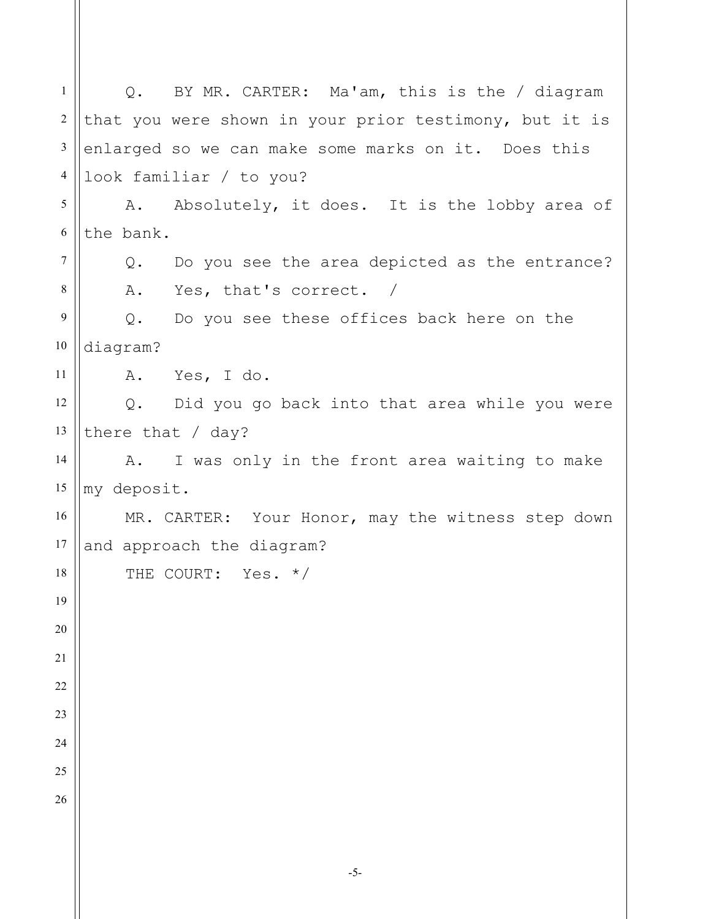Q. BY MR. CARTER: Ma'am, this is the / diagram that you were shown in your prior testimony, but it is enlarged so we can make some marks on it. Does this look familiar / to you?

A. Absolutely, it does. It is the lobby area of the bank.

Q. Do you see the area depicted as the entrance?

A. Yes, that's correct. /

Q. Do you see these offices back here on the diagram?

A. Yes, I do.

Q. Did you go back into that area while you were there that / day?

A. I was only in the front area waiting to make my deposit.

MR. CARTER: Your Honor, may the witness step down and approach the diagram?

THE COURT: Yes. */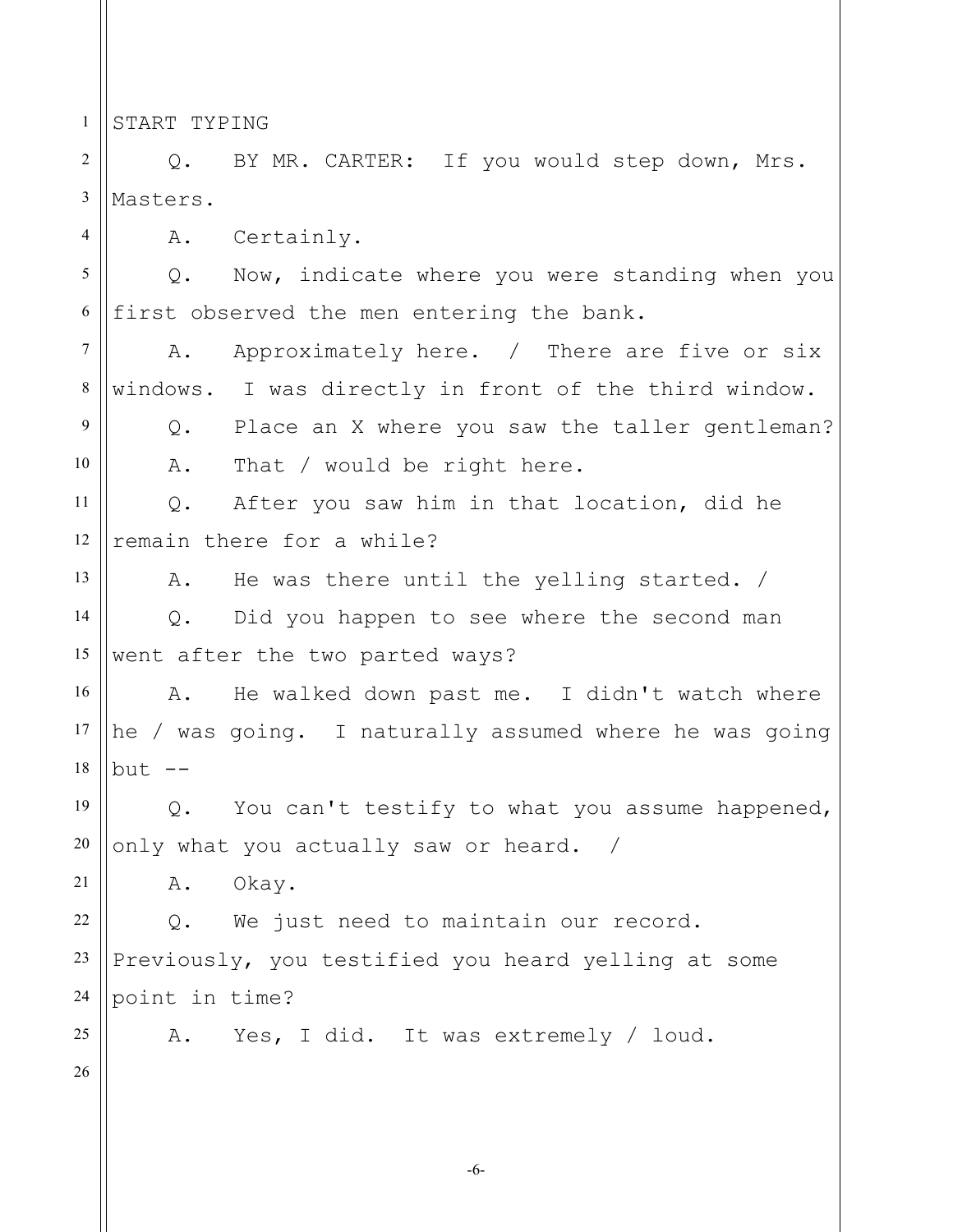START TYPING

Q. BY MR. CARTER: If you would step down, Mrs. Masters.

A. Certainly.

Q. Now, indicate where you were standing when you first observed the men entering the bank.

A. Approximately here. / There are five or six windows. I was directly in front of the third window.

Q. Place an X where you saw the taller gentleman?

A. That / would be right here.

Q. After you saw him in that location, did he remain there for a while?

A. He was there until the yelling started. /

Q. Did you happen to see where the second man went after the two parted ways?

A. He walked down past me. I didn't watch where he / was going. I naturally assumed where he was going but --

Q. You can't testify to what you assume happened, only what you actually saw or heard. /

A. Okay.

Q. We just need to maintain our record. Previously, you testified you heard yelling at some point in time?

A. Yes, I did. It was extremely / loud.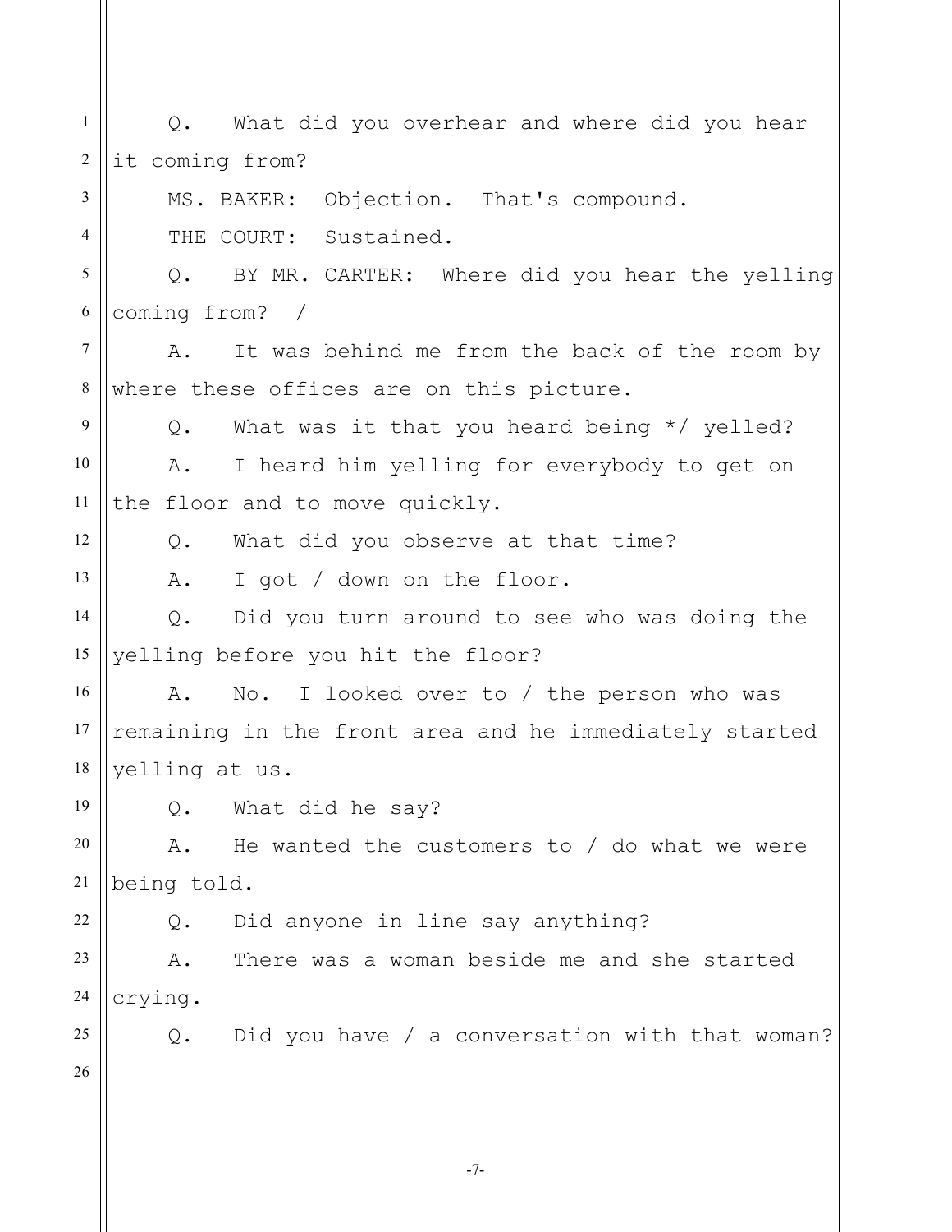Q. What did you overhear and where did you hear it coming from?

MS. BAKER: Objection. That's compound.

THE COURT: Sustained.

Q. BY MR. CARTER: Where did you hear the yelling coming from? /

A. It was behind me from the back of the room by where these offices are on this picture.

Q. What was it that you heard being */ yelled?

A. I heard him yelling for everybody to get on the floor and to move quickly.

Q. What did you observe at that time?

A. I got / down on the floor.

Q. Did you turn around to see who was doing the yelling before you hit the floor?

A. No. I looked over to / the person who was remaining in the front area and he immediately started yelling at us.

Q. What did he say?

A. He wanted the customers to / do what we were being told.

Q. Did anyone in line say anything?

A. There was a woman beside me and she started crying.

Q. Did you have / a conversation with that woman?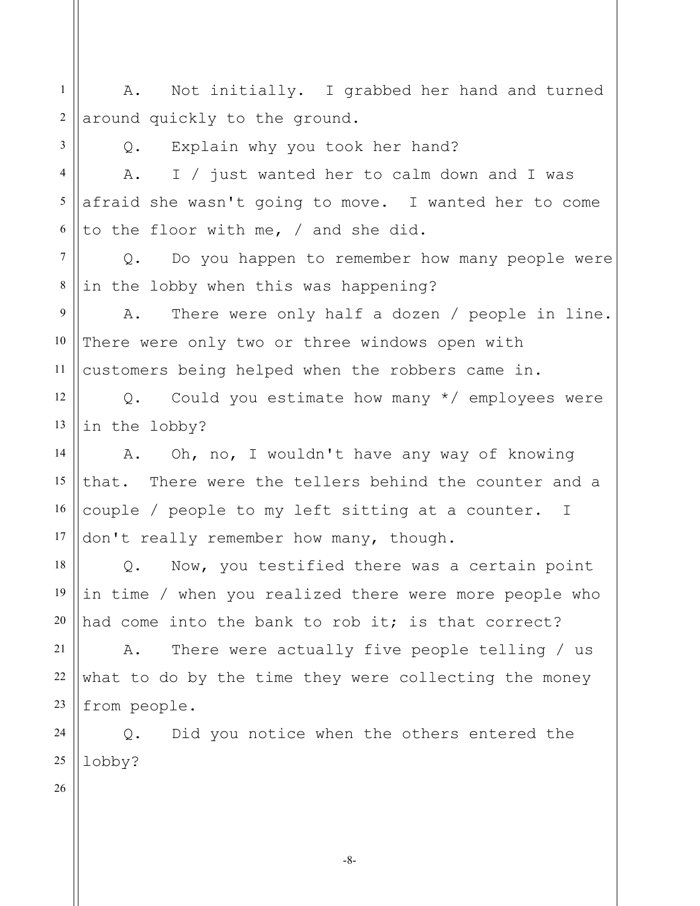A. Not initially. I grabbed her hand and turned around quickly to the ground.

Q. Explain why you took her hand?

A. I / just wanted her to calm down and I was afraid she wasn't going to move. I wanted her to come to the floor with me, / and she did.

Q. Do you happen to remember how many people were in the lobby when this was happening?

A. There were only half a dozen / people in line. There were only two or three windows open with customers being helped when the robbers came in.

Q. Could you estimate how many */ employees were in the lobby?

A. Oh, no, I wouldn't have any way of knowing that. There were the tellers behind the counter and a couple / people to my left sitting at a counter. I don't really remember how many, though.

Q. Now, you testified there was a certain point in time / when you realized there were more people who had come into the bank to rob it; is that correct?

A. There were actually five people telling / us what to do by the time they were collecting the money from people.

Q. Did you notice when the others entered the lobby?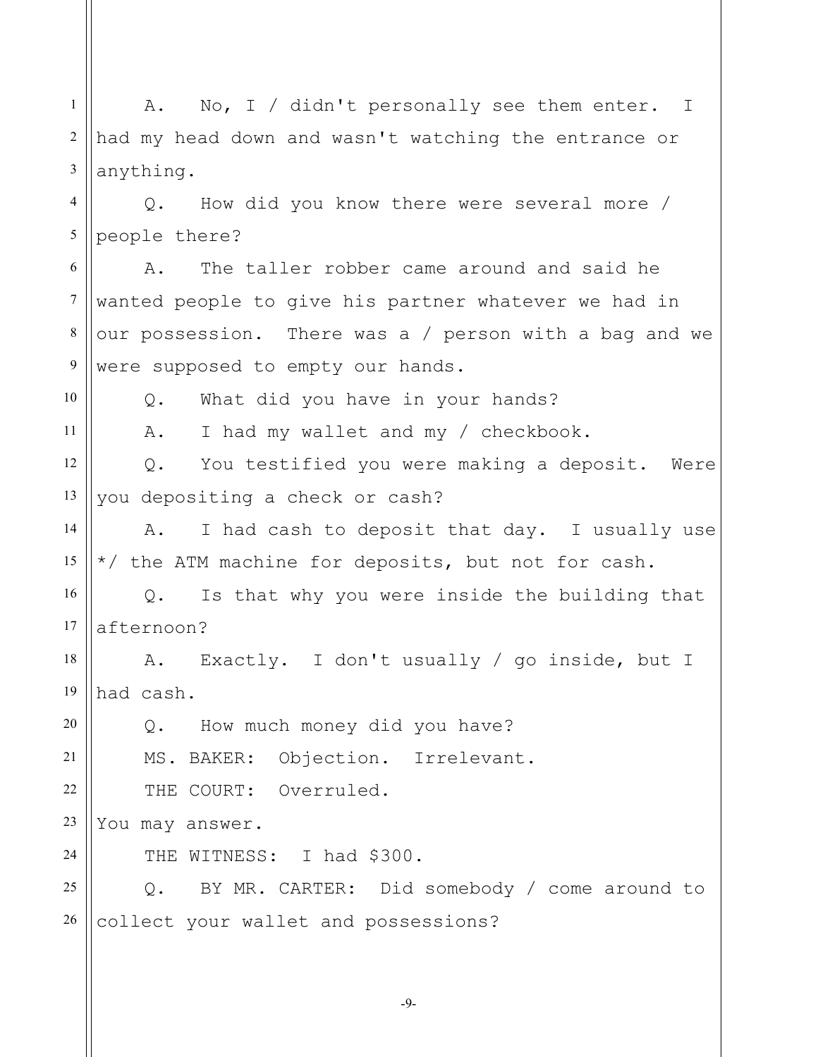A. No, I / didn't personally see them enter. I had my head down and wasn't watching the entrance or anything.

Q. How did you know there were several more / people there?

A. The taller robber came around and said he wanted people to give his partner whatever we had in our possession. There was a / person with a bag and we were supposed to empty our hands.

Q. What did you have in your hands?

A. I had my wallet and my / checkbook.

Q. You testified you were making a deposit. Were you depositing a check or cash?

A. I had cash to deposit that day. I usually use */ the ATM machine for deposits, but not for cash.

Q. Is that why you were inside the building that afternoon?

A. Exactly. I don't usually / go inside, but I had cash.

Q. How much money did you have?

MS. BAKER: Objection. Irrelevant.

THE COURT: Overruled.

You may answer.

THE WITNESS: I had $300.

Q. BY MR. CARTER: Did somebody / come around to collect your wallet and possessions?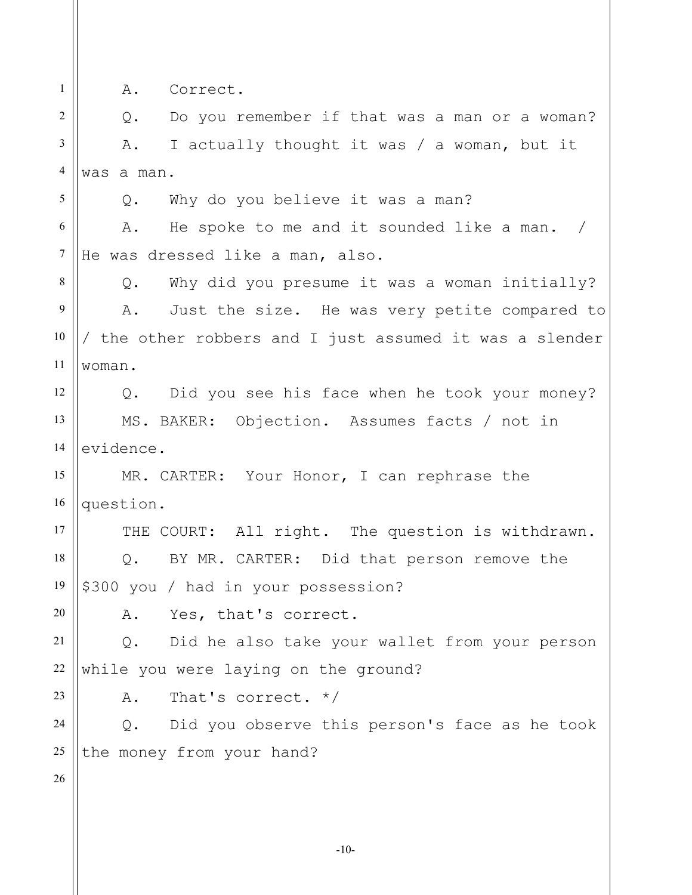A. Correct.

Q. Do you remember if that was a man or a woman?

A. I actually thought it was / a woman, but it was a man.

Q. Why do you believe it was a man?

A. He spoke to me and it sounded like a man. / He was dressed like a man, also.

Q. Why did you presume it was a woman initially?

A. Just the size. He was very petite compared to / the other robbers and I just assumed it was a slender woman.

Q. Did you see his face when he took your money?

MS. BAKER: Objection. Assumes facts / not in evidence.

MR. CARTER: Your Honor, I can rephrase the question.

THE COURT: All right. The question is withdrawn.

Q. BY MR. CARTER: Did that person remove the $300 you / had in your possession?

A. Yes, that's correct.

Q. Did he also take your wallet from your person while you were laying on the ground?

A. That's correct. */

Q. Did you observe this person's face as he took the money from your hand?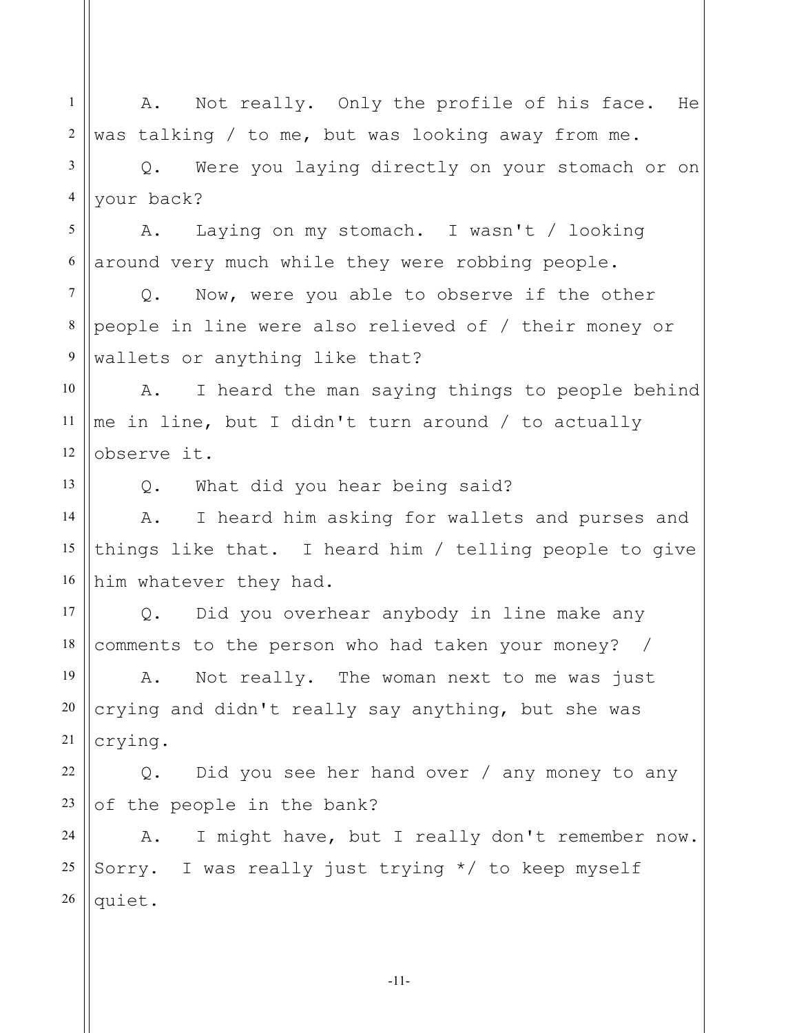A. Not really. Only the profile of his face. He was talking / to me, but was looking away from me.

Q. Were you laying directly on your stomach or on your back?

A. Laying on my stomach. I wasn't / looking around very much while they were robbing people.

Q. Now, were you able to observe if the other people in line were also relieved of / their money or wallets or anything like that?

A. I heard the man saying things to people behind me in line, but I didn't turn around / to actually observe it.

Q. What did you hear being said?

A. I heard him asking for wallets and purses and things like that. I heard him / telling people to give him whatever they had.

Q. Did you overhear anybody in line make any comments to the person who had taken your money? /

A. Not really. The woman next to me was just crying and didn't really say anything, but she was crying.

Q. Did you see her hand over / any money to any of the people in the bank?

A. I might have, but I really don't remember now. Sorry. I was really just trying */ to keep myself quiet.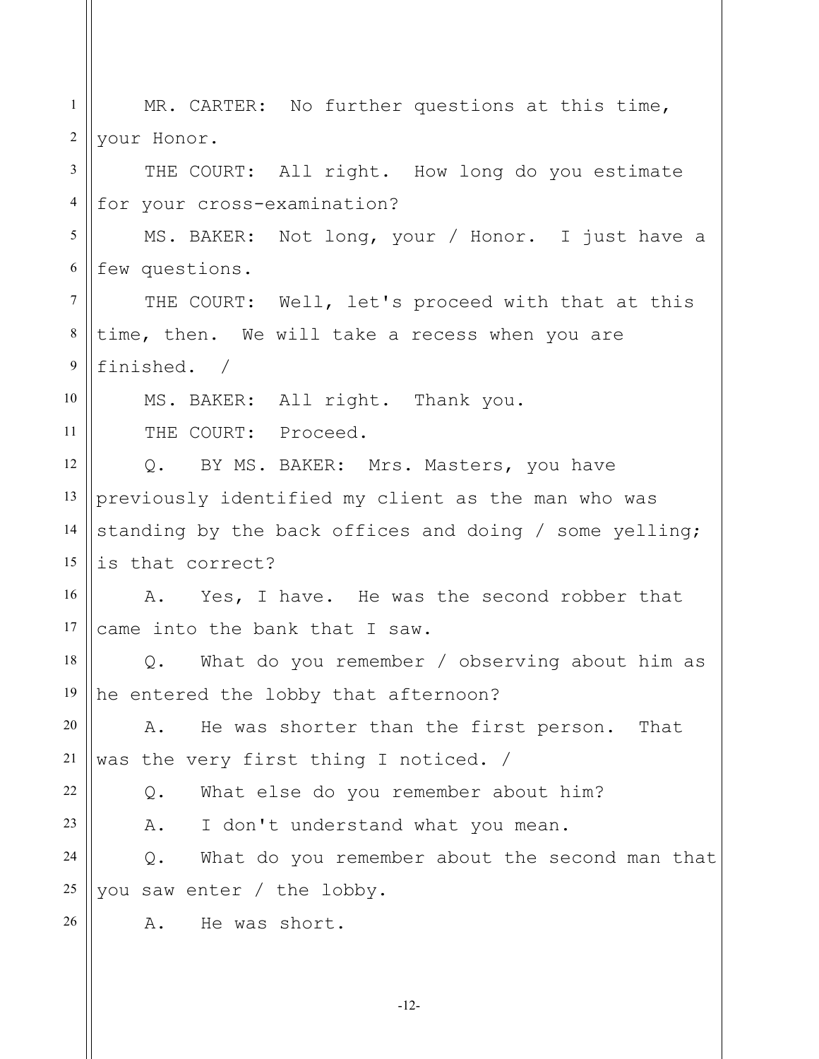MR. CARTER: No further questions at this time, your Honor.

THE COURT: All right. How long do you estimate for your cross-examination?

MS. BAKER: Not long, your / Honor. I just have a few questions.

THE COURT: Well, let's proceed with that at this time, then. We will take a recess when you are finished. /

MS. BAKER: All right. Thank you.

THE COURT: Proceed.

Q. BY MS. BAKER: Mrs. Masters, you have previously identified my client as the man who was standing by the back offices and doing / some yelling; is that correct?

A. Yes, I have. He was the second robber that came into the bank that I saw.

Q. What do you remember / observing about him as he entered the lobby that afternoon?

A. He was shorter than the first person. That was the very first thing I noticed. /

Q. What else do you remember about him?

A. I don't understand what you mean.

Q. What do you remember about the second man that you saw enter / the lobby.

A. He was short.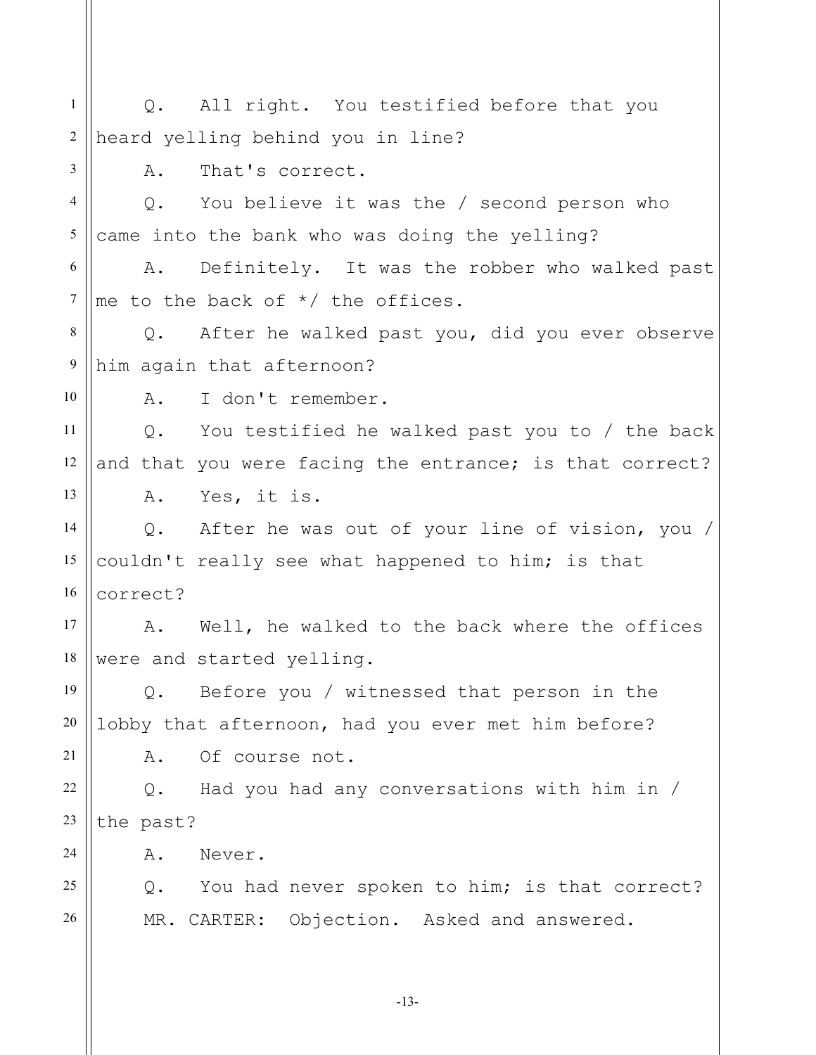Q. All right. You testified before that you heard yelling behind you in line?

A. That's correct.

Q. You believe it was the / second person who came into the bank who was doing the yelling?

A. Definitely. It was the robber who walked past me to the back of */ the offices.

Q. After he walked past you, did you ever observe him again that afternoon?

A. I don't remember.

Q. You testified he walked past you to / the back and that you were facing the entrance; is that correct?

A. Yes, it is.

Q. After he was out of your line of vision, you / couldn't really see what happened to him; is that correct?

A. Well, he walked to the back where the offices were and started yelling.

Q. Before you / witnessed that person in the lobby that afternoon, had you ever met him before?

A. Of course not.

Q. Had you had any conversations with him in / the past?

A. Never.

Q. You had never spoken to him; is that correct?

MR. CARTER: Objection. Asked and answered.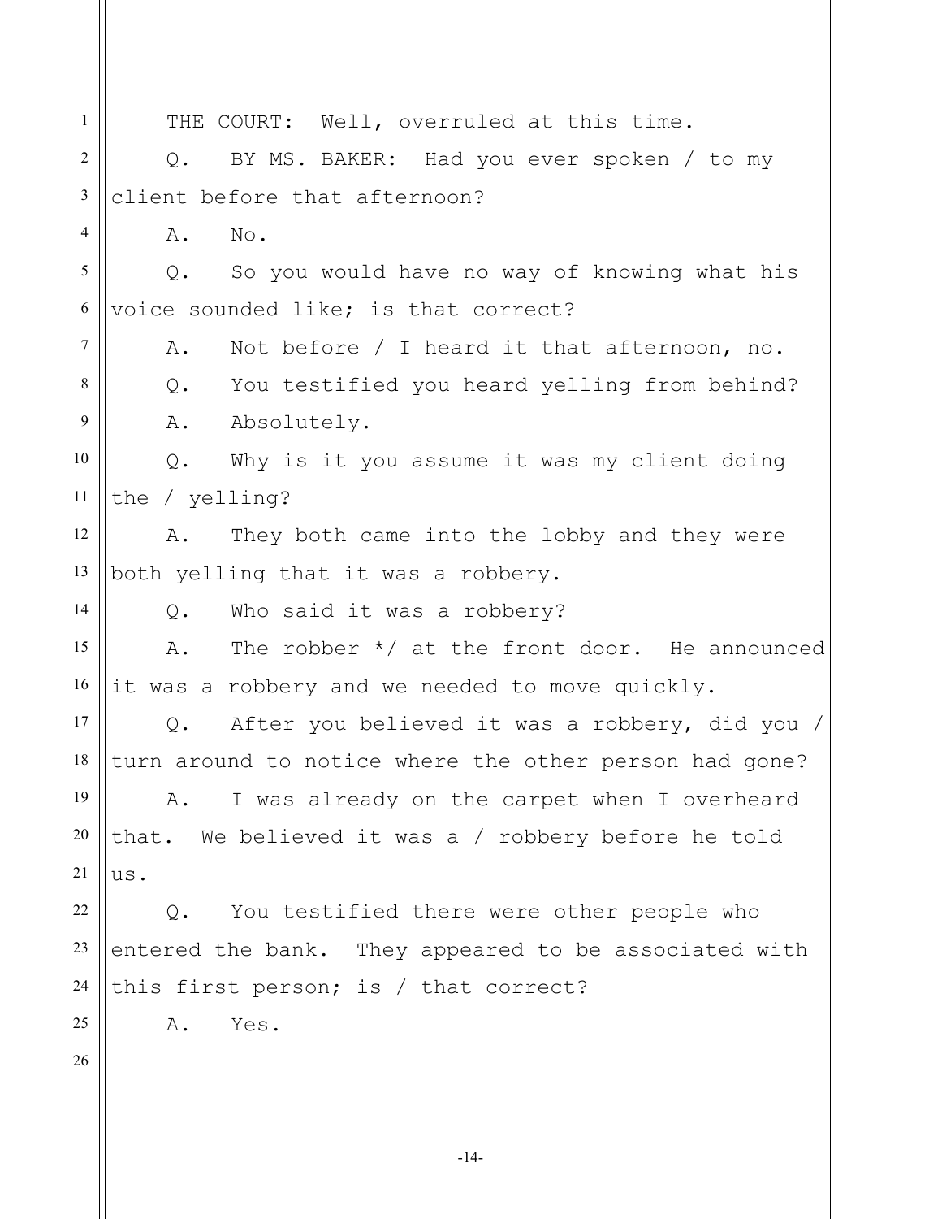THE COURT: Well, overruled at this time.

Q. BY MS. BAKER: Had you ever spoken / to my client before that afternoon?

A. No.

Q. So you would have no way of knowing what his voice sounded like; is that correct?

A. Not before / I heard it that afternoon, no.

Q. You testified you heard yelling from behind?

A. Absolutely.

Q. Why is it you assume it was my client doing the / yelling?

A. They both came into the lobby and they were both yelling that it was a robbery.

Q. Who said it was a robbery?

A. The robber */ at the front door. He announced it was a robbery and we needed to move quickly.

Q. After you believed it was a robbery, did you / turn around to notice where the other person had gone?

A. I was already on the carpet when I overheard that. We believed it was a / robbery before he told us.

Q. You testified there were other people who entered the bank. They appeared to be associated with this first person; is / that correct?

A. Yes.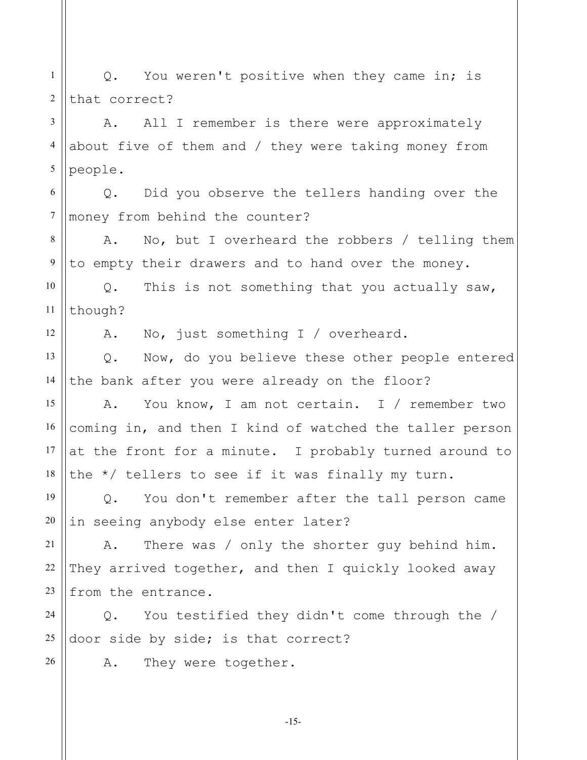Q. You weren't positive when they came in; is that correct?

A. All I remember is there were approximately about five of them and / they were taking money from people.

Q. Did you observe the tellers handing over the money from behind the counter?

A. No, but I overheard the robbers / telling them to empty their drawers and to hand over the money.

Q. This is not something that you actually saw, though?

A. No, just something I / overheard.

Q. Now, do you believe these other people entered the bank after you were already on the floor?

A. You know, I am not certain. I / remember two coming in, and then I kind of watched the taller person at the front for a minute. I probably turned around to the */ tellers to see if it was finally my turn.

Q. You don't remember after the tall person came in seeing anybody else enter later?

A. There was / only the shorter guy behind him. They arrived together, and then I quickly looked away from the entrance.

Q. You testified they didn't come through the / door side by side; is that correct?

A. They were together.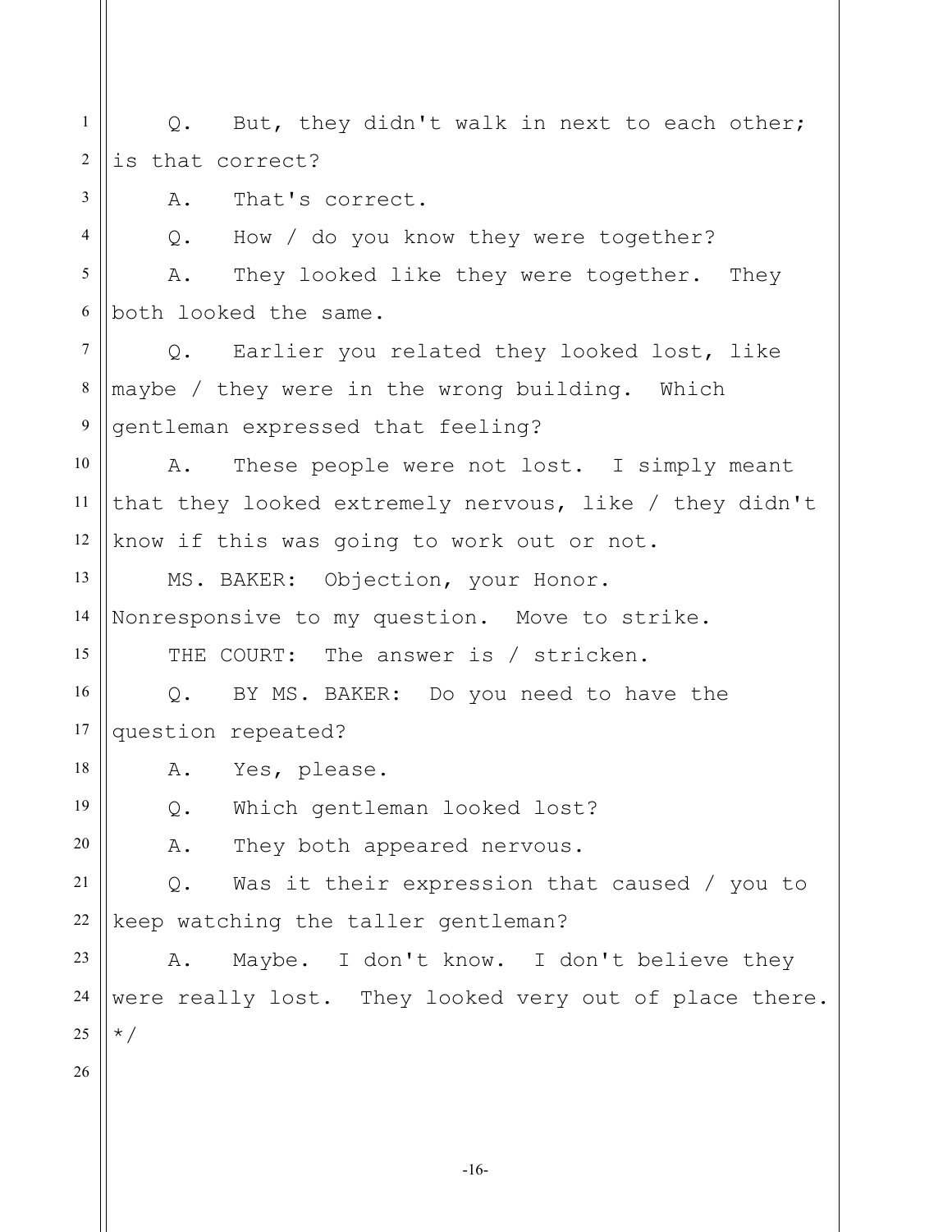Q. But, they didn't walk in next to each other; is that correct?

A. That's correct.

Q. How / do you know they were together?

A. They looked like they were together. They both looked the same.

Q. Earlier you related they looked lost, like maybe / they were in the wrong building. Which gentleman expressed that feeling?

A. These people were not lost. I simply meant that they looked extremely nervous, like / they didn't know if this was going to work out or not.

MS. BAKER: Objection, your Honor. Nonresponsive to my question. Move to strike.

THE COURT: The answer is / stricken.

Q. BY MS. BAKER: Do you need to have the question repeated?

A. Yes, please.

Q. Which gentleman looked lost?

A. They both appeared nervous.

Q. Was it their expression that caused / you to keep watching the taller gentleman?

A. Maybe. I don't know. I don't believe they were really lost. They looked very out of place there.

*/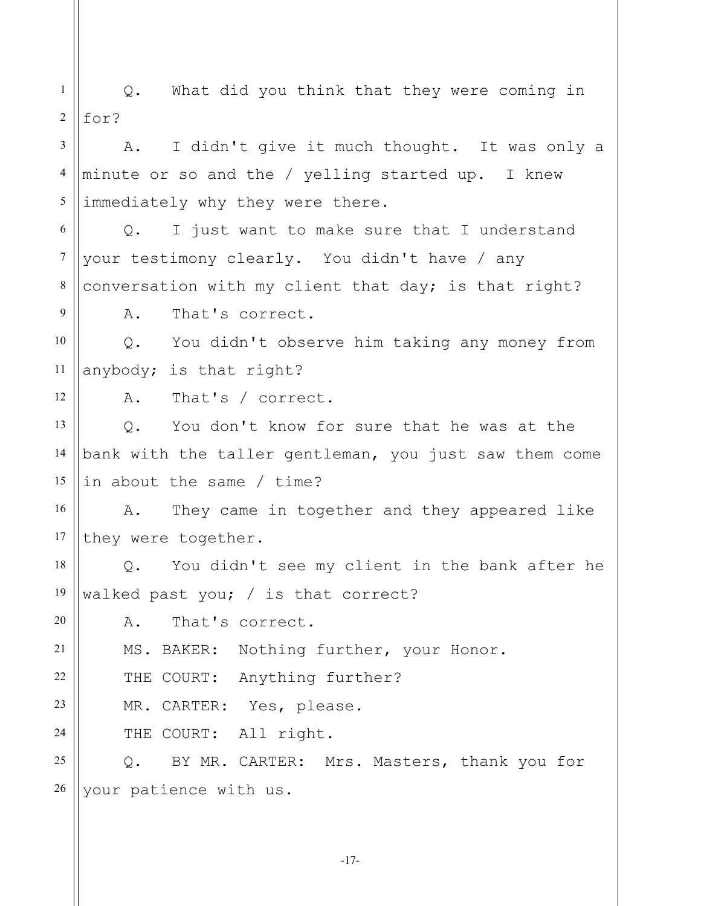Q. What did you think that they were coming in for?

A. I didn't give it much thought. It was only a minute or so and the / yelling started up. I knew immediately why they were there.

Q. I just want to make sure that I understand your testimony clearly. You didn't have / any conversation with my client that day; is that right?

A. That's correct.

Q. You didn't observe him taking any money from anybody; is that right?

A. That's / correct.

Q. You don't know for sure that he was at the bank with the taller gentleman, you just saw them come in about the same / time?

A. They came in together and they appeared like they were together.

Q. You didn't see my client in the bank after he walked past you; / is that correct?

A. That's correct.

MS. BAKER: Nothing further, your Honor.

THE COURT: Anything further?

MR. CARTER: Yes, please.

THE COURT: All right.

Q. BY MR. CARTER: Mrs. Masters, thank you for your patience with us.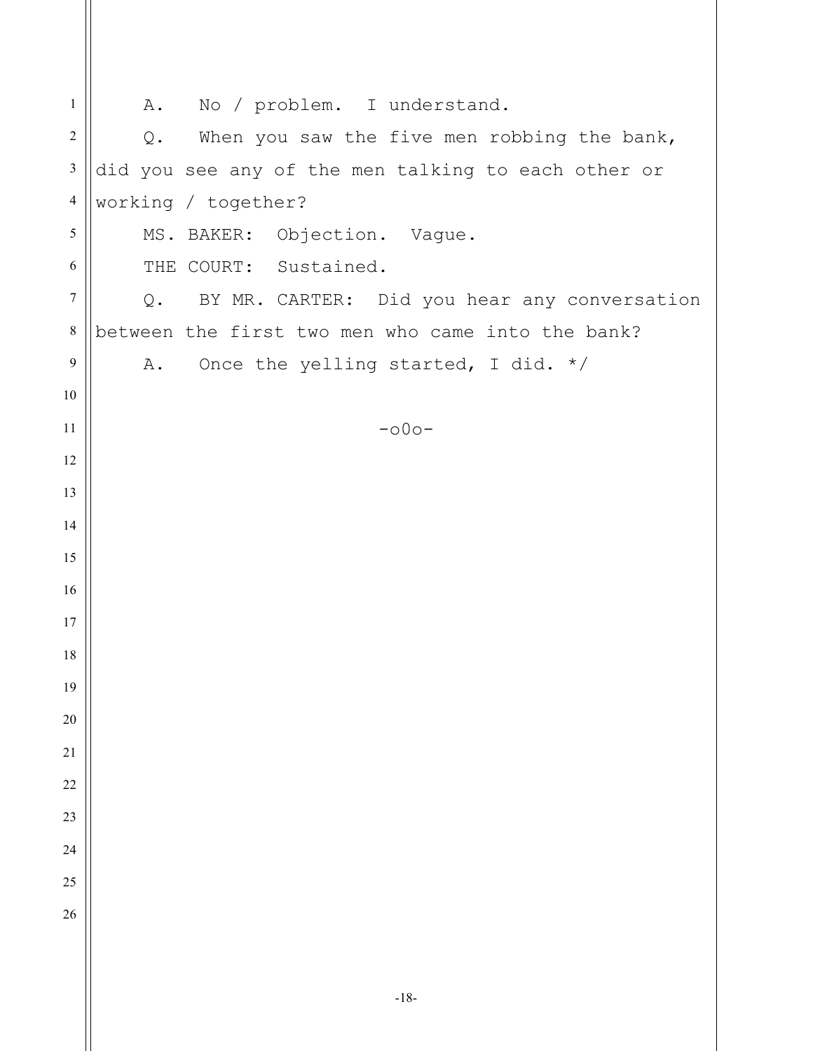A. No / problem. I understand.

Q. When you saw the five men robbing the bank, did you see any of the men talking to each other or working / together?

MS. BAKER: Objection. Vague.

THE COURT: Sustained.

Q. BY MR. CARTER: Did you hear any conversation between the first two men who came into the bank?

A. Once the yelling started, I did. */

-o0o-